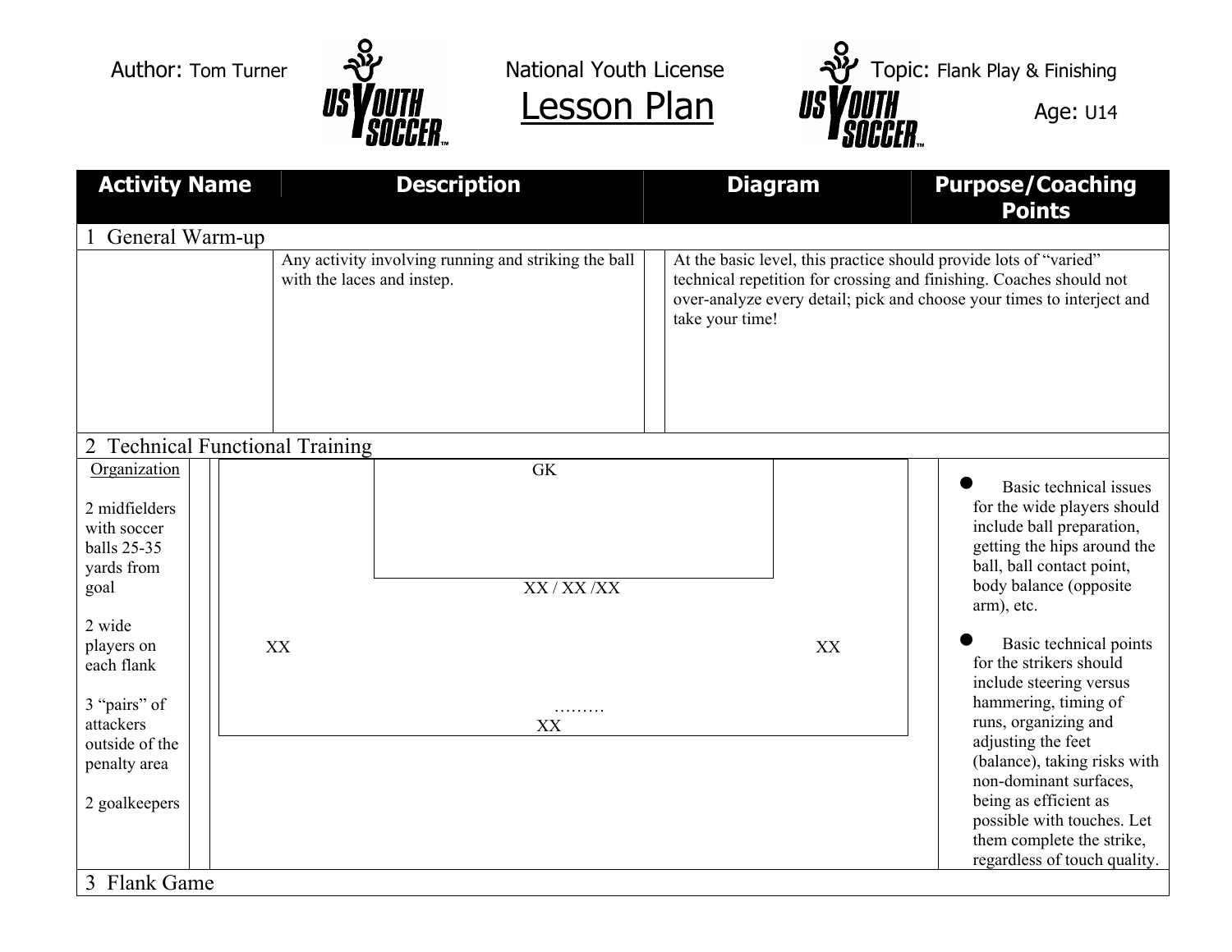Author: Tom Turner

National Youth License

# Lesson Plan

Topic: Flank Play & Finishing

Age: U14

| Activity Name | Description | Diagram | Purpose/Coaching Points |
|---|---|---|---|
| **1 General Warm-up** | | | |
| | Any activity involving running and striking the ball with the laces and instep. | | At the basic level, this practice should provide lots of "varied" technical repetition for crossing and finishing. Coaches should not over-analyze every detail; pick and choose your times to interject and take your time! |
| **2 Technical Functional Training** | | | |
| Organization<br><br>2 midfielders with soccer balls 25-35 yards from goal<br><br>2 wide players on each flank<br><br>3 "pairs" of attackers outside of the penalty area<br><br>2 goalkeepers | | GK<br><br>XX / XX /XX<br><br>XX &nbsp;&nbsp;&nbsp;&nbsp; XX<br><br>………<br>XX | • Basic technical issues for the wide players should include ball preparation, getting the hips around the ball, ball contact point, body balance (opposite arm), etc.<br><br>• Basic technical points for the strikers should include steering versus hammering, timing of runs, organizing and adjusting the feet (balance), taking risks with non-dominant surfaces, being as efficient as possible with touches. Let them complete the strike, regardless of touch quality. |
| **3 Flank Game** | | | |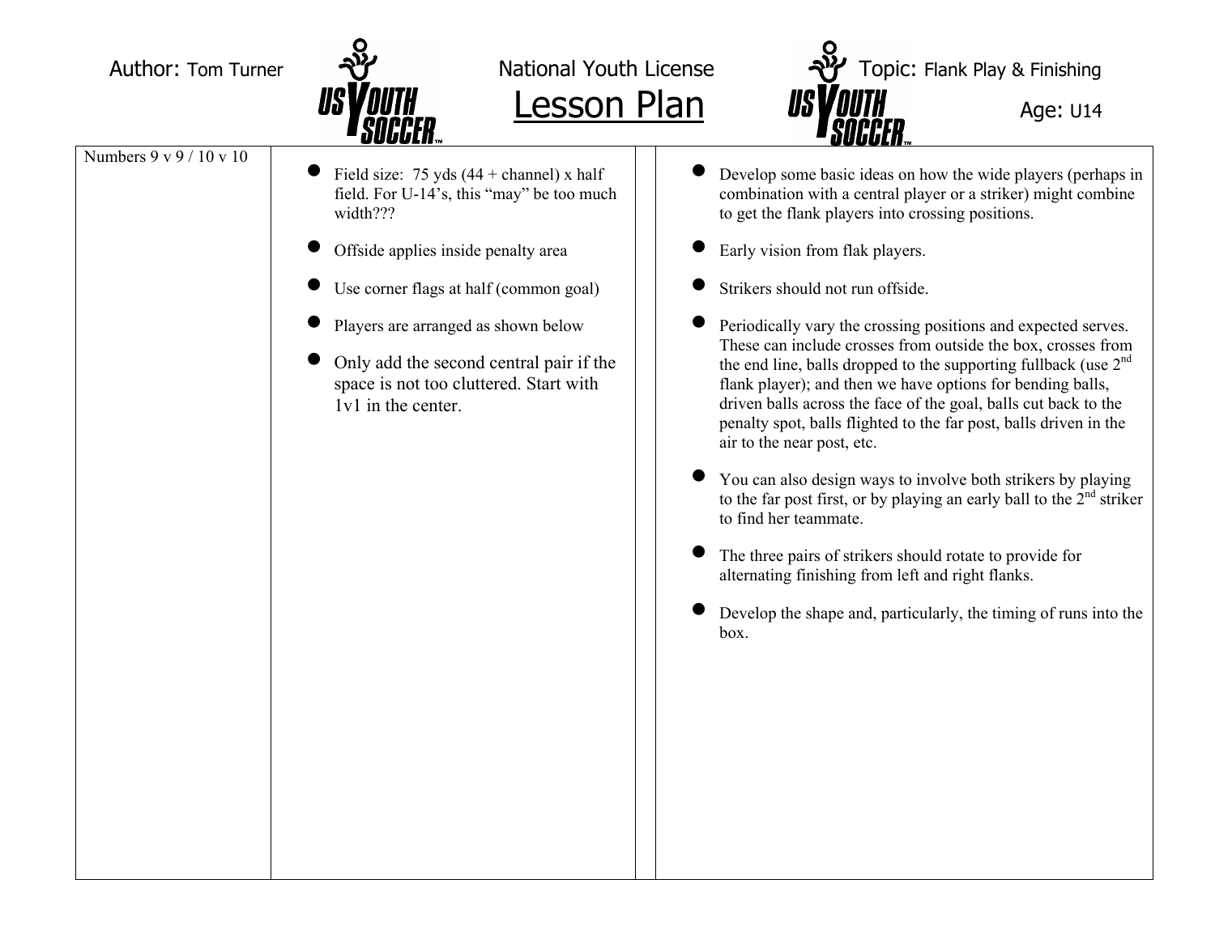Author: Tom Turner

National Youth License

# Lesson Plan

Topic: Flank Play & Finishing

Age: U14

| Numbers 9 v 9 / 10 v 10 | | | |
|---|---|---|---|
| | • Field size: 75 yds (44 + channel) x half field. For U-14's, this "may" be too much width???<br>• Offside applies inside penalty area<br>• Use corner flags at half (common goal)<br>• Players are arranged as shown below<br>• Only add the second central pair if the space is not too cluttered. Start with 1v1 in the center. | | • Develop some basic ideas on how the wide players (perhaps in combination with a central player or a striker) might combine to get the flank players into crossing positions.<br>• Early vision from flak players.<br>• Strikers should not run offside.<br>• Periodically vary the crossing positions and expected serves. These can include crosses from outside the box, crosses from the end line, balls dropped to the supporting fullback (use 2nd flank player); and then we have options for bending balls, driven balls across the face of the goal, balls cut back to the penalty spot, balls flighted to the far post, balls driven in the air to the near post, etc.<br>• You can also design ways to involve both strikers by playing to the far post first, or by playing an early ball to the 2nd striker to find her teammate.<br>• The three pairs of strikers should rotate to provide for alternating finishing from left and right flanks.<br>• Develop the shape and, particularly, the timing of runs into the box. |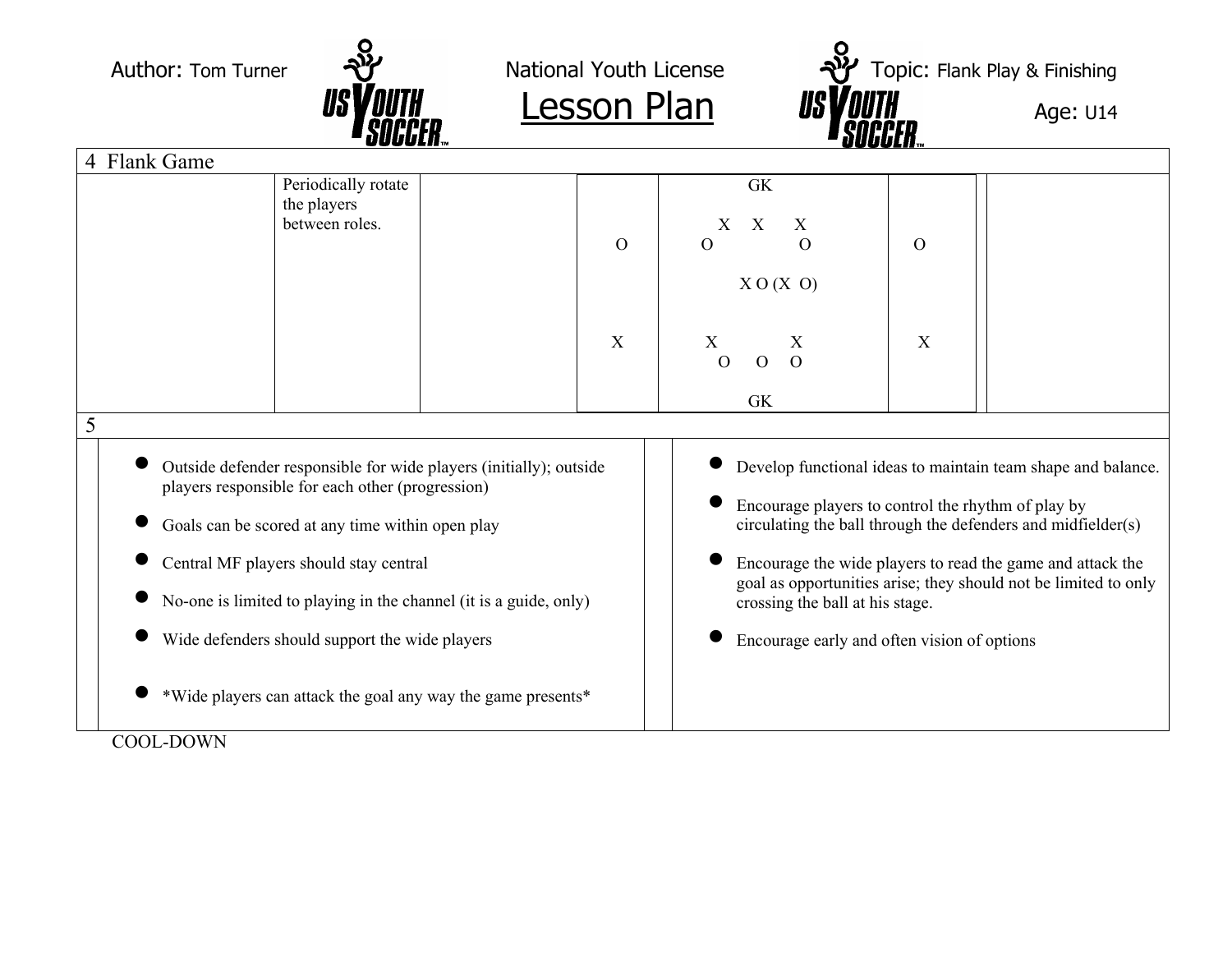Author: Tom Turner

National Youth License

# Lesson Plan

Topic: Flank Play & Finishing

Age: U14

## 4 Flank Game

| | | | | | | |
|---|---|---|---|---|---|---|
| | Periodically rotate the players between roles. | | O<br><br>X | GK<br>X X X<br>O O<br>X O (X O)<br>X X<br>O O O<br>GK | O<br><br>X | |

## 5

| | |
|---|---|
| • Outside defender responsible for wide players (initially); outside players responsible for each other (progression)<br>• Goals can be scored at any time within open play<br>• Central MF players should stay central<br>• No-one is limited to playing in the channel (it is a guide, only)<br>• Wide defenders should support the wide players<br>• *Wide players can attack the goal any way the game presents* | • Develop functional ideas to maintain team shape and balance.<br>• Encourage players to control the rhythm of play by circulating the ball through the defenders and midfielder(s)<br>• Encourage the wide players to read the game and attack the goal as opportunities arise; they should not be limited to only crossing the ball at his stage.<br>• Encourage early and often vision of options |

COOL-DOWN